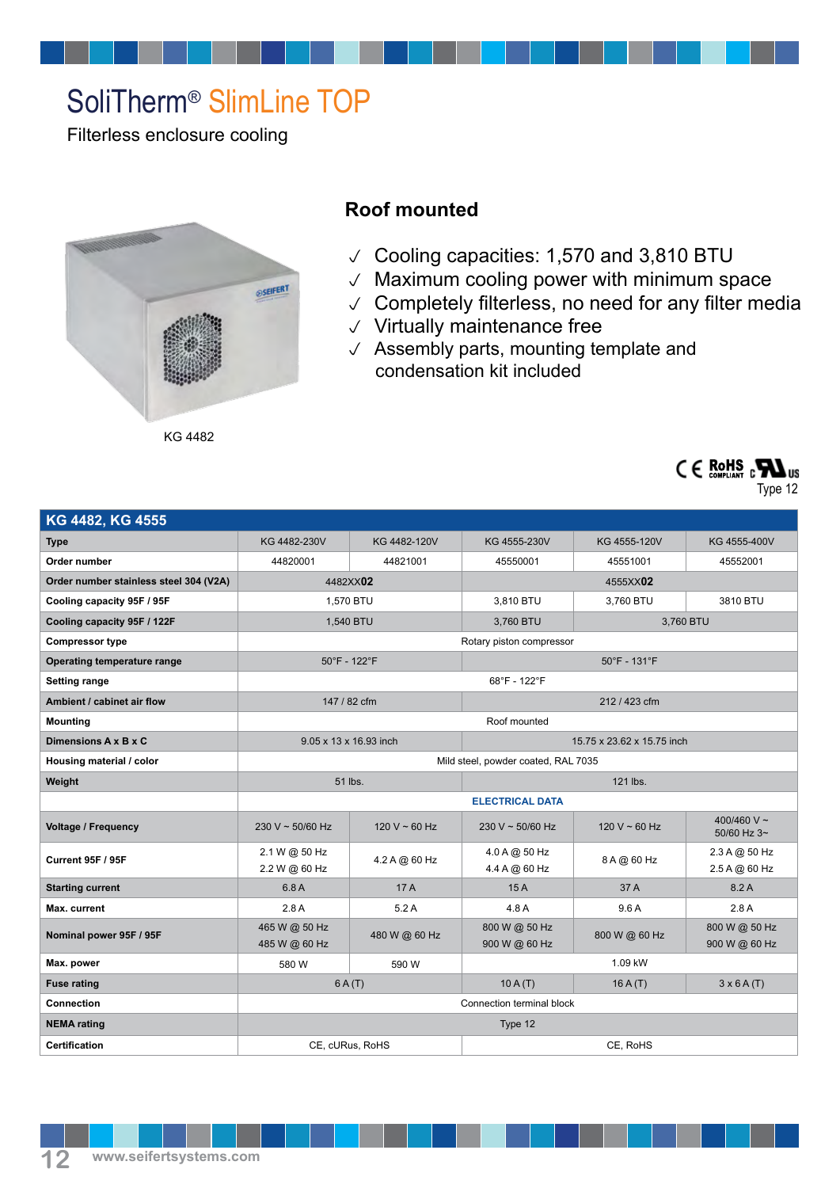# SoliTherm® SlimLine TOP

Filterless enclosure cooling

KG 4482

## Roof mounted

- ✓ Cooling capacities: 1,570 and 3,810 BTU
- ✓ Maximum cooling power with minimum space
- ✓ Completely filterless, no need for any filter media
- ✓ Virtually maintenance free
- ✓ Assembly parts, mounting template and condensation kit included

CE RoHS COMPLIANT cULus

Type 12

| KG 4482, KG 4555 | | | | | |
|---|---|---|---|---|---|
| **Type** | KG 4482-230V | KG 4482-120V | KG 4555-230V | KG 4555-120V | KG 4555-400V |
| **Order number** | 44820001 | 44821001 | 45550001 | 45551001 | 45552001 |
| **Order number stainless steel 304 (V2A)** | 4482XX**02** | | 4555XX**02** | | |
| **Cooling capacity 95F / 95F** | 1,570 BTU | | 3,810 BTU | 3,760 BTU | 3810 BTU |
| **Cooling capacity 95F / 122F** | 1,540 BTU | | 3,760 BTU | 3,760 BTU | |
| **Compressor type** | Rotary piston compressor | | | | |
| **Operating temperature range** | 50°F - 122°F | | 50°F - 131°F | | |
| **Setting range** | 68°F - 122°F | | | | |
| **Ambient / cabinet air flow** | 147 / 82 cfm | | 212 / 423 cfm | | |
| **Mounting** | Roof mounted | | | | |
| **Dimensions A x B x C** | 9.05 x 13 x 16.93 inch | | 15.75 x 23.62 x 15.75 inch | | |
| **Housing material / color** | Mild steel, powder coated, RAL 7035 | | | | |
| **Weight** | 51 lbs. | | 121 lbs. | | |
| | **ELECTRICAL DATA** | | | | |
| **Voltage / Frequency** | 230 V ~ 50/60 Hz | 120 V ~ 60 Hz | 230 V ~ 50/60 Hz | 120 V ~ 60 Hz | 400/460 V ~ 50/60 Hz 3~ |
| **Current 95F / 95F** | 2.1 W @ 50 Hz<br>2.2 W @ 60 Hz | 4.2 A @ 60 Hz | 4.0 A @ 50 Hz<br>4.4 A @ 60 Hz | 8 A @ 60 Hz | 2.3 A @ 50 Hz<br>2.5 A @ 60 Hz |
| **Starting current** | 6.8 A | 17 A | 15 A | 37 A | 8.2 A |
| **Max. current** | 2.8 A | 5.2 A | 4.8 A | 9.6 A | 2.8 A |
| **Nominal power 95F / 95F** | 465 W @ 50 Hz<br>485 W @ 60 Hz | 480 W @ 60 Hz | 800 W @ 50 Hz<br>900 W @ 60 Hz | 800 W @ 60 Hz | 800 W @ 50 Hz<br>900 W @ 60 Hz |
| **Max. power** | 580 W | 590 W | 1.09 kW | | |
| **Fuse rating** | 6 A (T) | | 10 A (T) | 16 A (T) | 3 x 6 A (T) |
| **Connection** | Connection terminal block | | | | |
| **NEMA rating** | Type 12 | | | | |
| **Certification** | CE, cURus, RoHS | | CE, RoHS | | |

www.seifertsystems.com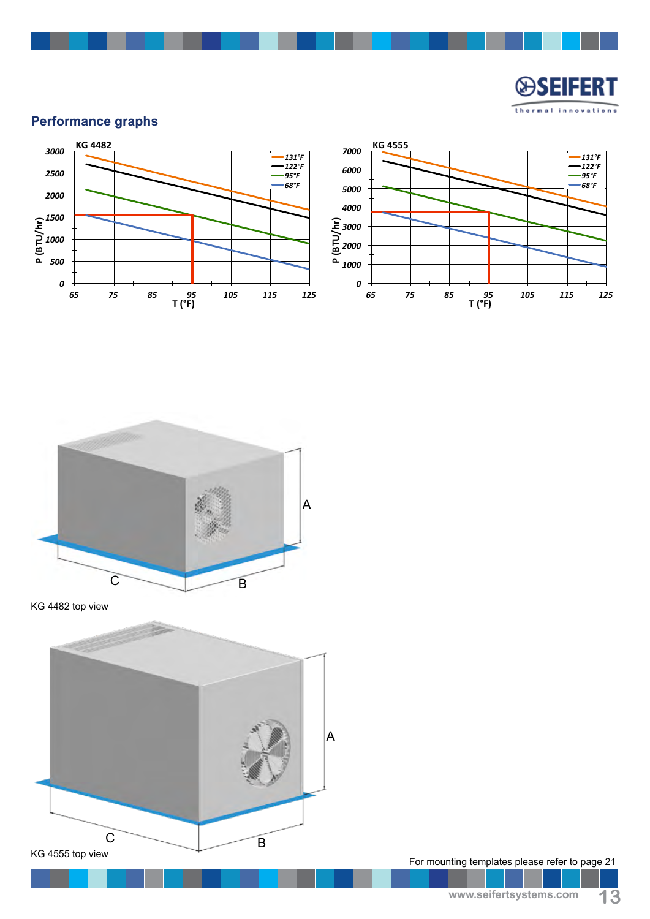## Performance graphs

KG 4482

P (BTU/hr)

T (°F)

131°F
122°F
95°F
68°F

KG 4555

P (BTU/hr)

T (°F)

131°F
122°F
95°F
68°F

A

C

B

KG 4482 top view

A

C

B

KG 4555 top view

For mounting templates please refer to page 21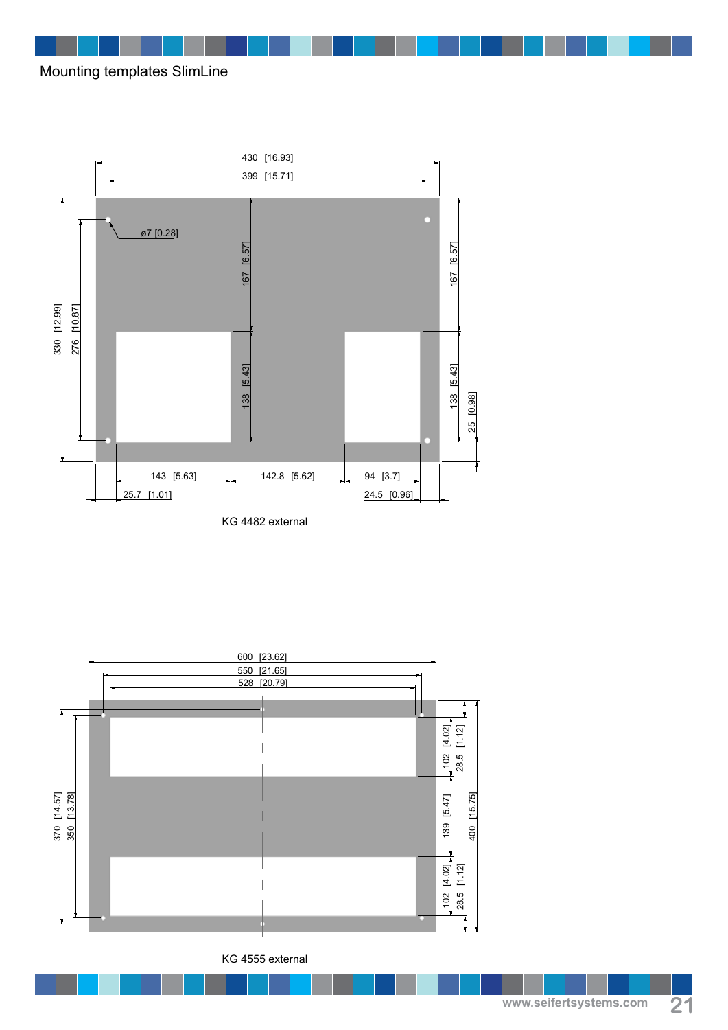Mounting templates SlimLine

430 [16.93]
399 [15.71]
ø7 [0.28]
167 [6.57]
167 [6.57]
330 [12.99]
276 [10.87]
138 [5.43]
138 [5.43]
25 [0.98]
143 [5.63]
142.8 [5.62]
94 [3.7]
25.7 [1.01]
24.5 [0.96]

KG 4482 external

600 [23.62]
550 [21.65]
528 [20.79]
102 [4.02]
28.5 [1.12]
370 [14.57]
350 [13.78]
139 [5.47]
400 [15.75]
102 [4.02]
28.5 [1.12]

KG 4555 external

www.seifertsystems.com